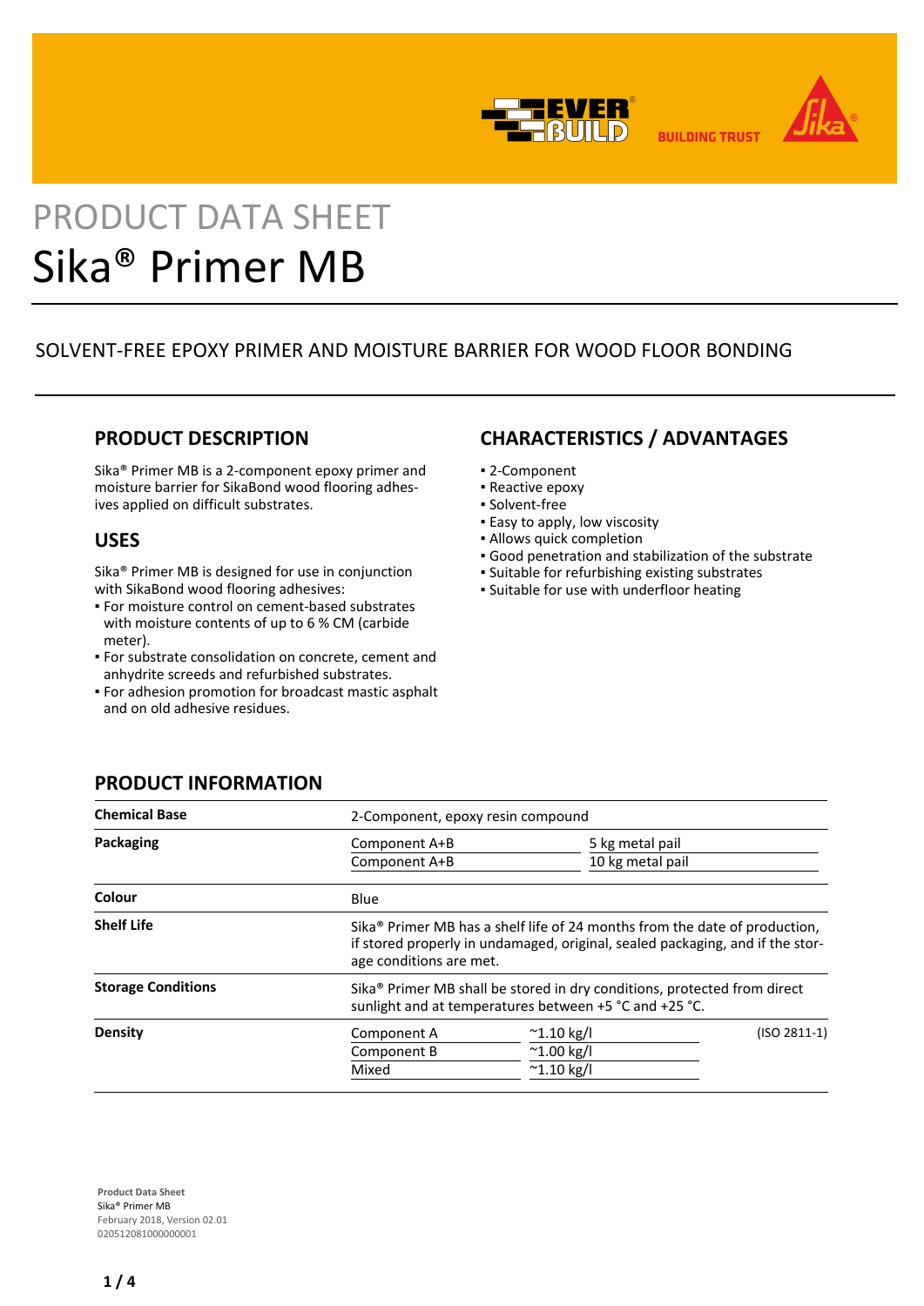PRODUCT DATA SHEET

# Sika® Primer MB

SOLVENT-FREE EPOXY PRIMER AND MOISTURE BARRIER FOR WOOD FLOOR BONDING

## PRODUCT DESCRIPTION

Sika® Primer MB is a 2-component epoxy primer and moisture barrier for SikaBond wood flooring adhesives applied on difficult substrates.

## USES

Sika® Primer MB is designed for use in conjunction with SikaBond wood flooring adhesives:

- For moisture control on cement-based substrates with moisture contents of up to 6 % CM (carbide meter).
- For substrate consolidation on concrete, cement and anhydrite screeds and refurbished substrates.
- For adhesion promotion for broadcast mastic asphalt and on old adhesive residues.

## CHARACTERISTICS / ADVANTAGES

- 2-Component
- Reactive epoxy
- Solvent-free
- Easy to apply, low viscosity
- Allows quick completion
- Good penetration and stabilization of the substrate
- Suitable for refurbishing existing substrates
- Suitable for use with underfloor heating

## PRODUCT INFORMATION

| | | | |
|---|---|---|---|
| **Chemical Base** | 2-Component, epoxy resin compound | | |
| **Packaging** | Component A+B | 5 kg metal pail | |
| | Component A+B | 10 kg metal pail | |
| **Colour** | Blue | | |
| **Shelf Life** | Sika® Primer MB has a shelf life of 24 months from the date of production, if stored properly in undamaged, original, sealed packaging, and if the storage conditions are met. | | |
| **Storage Conditions** | Sika® Primer MB shall be stored in dry conditions, protected from direct sunlight and at temperatures between +5 °C and +25 °C. | | |
| **Density** | Component A | ~1.10 kg/l | (ISO 2811-1) |
| | Component B | ~1.00 kg/l | |
| | Mixed | ~1.10 kg/l | |

**Product Data Sheet**
Sika® Primer MB
February 2018, Version 02.01
020512081000000001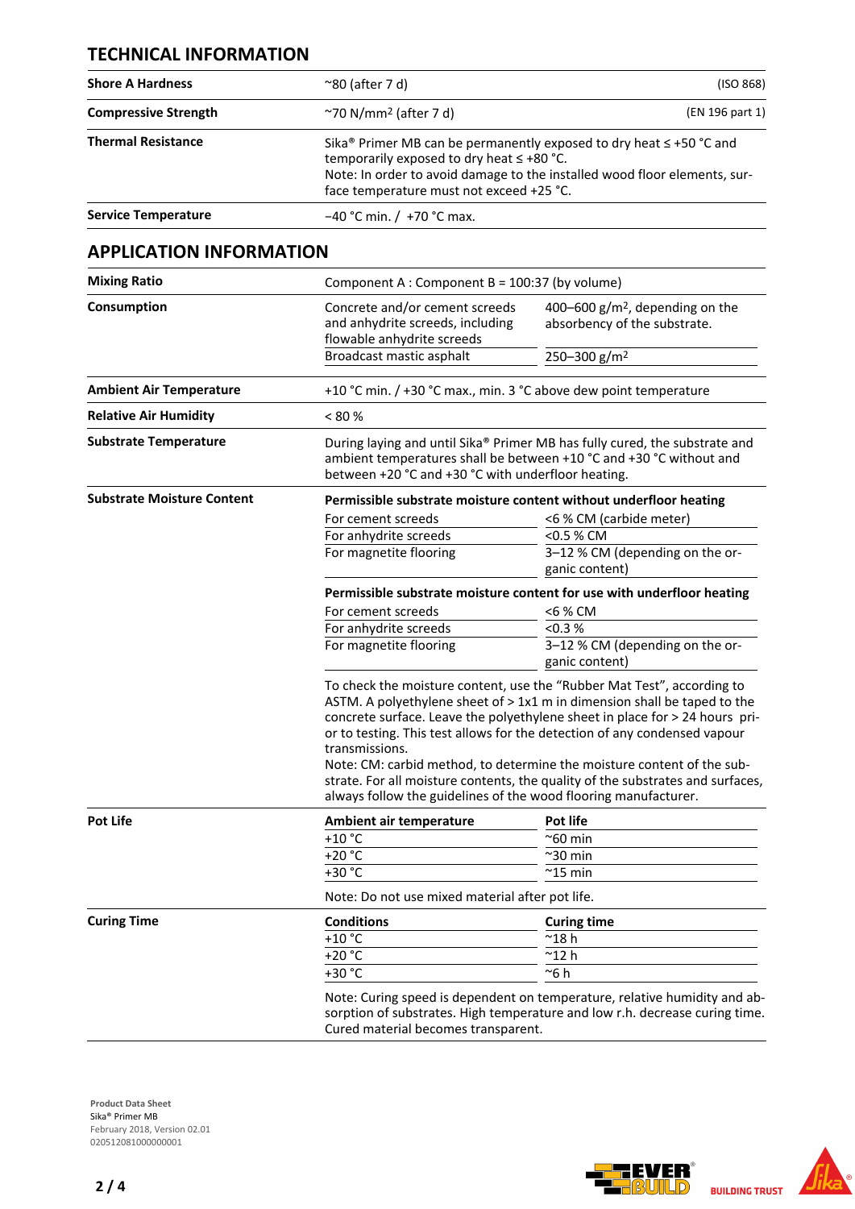## TECHNICAL INFORMATION

| | | |
|---|---|---|
| **Shore A Hardness** | ~80 (after 7 d) | (ISO 868) |
| **Compressive Strength** | ~70 N/mm² (after 7 d) | (EN 196 part 1) |
| **Thermal Resistance** | Sika® Primer MB can be permanently exposed to dry heat ≤ +50 °C and temporarily exposed to dry heat ≤ +80 °C.<br>Note: In order to avoid damage to the installed wood floor elements, surface temperature must not exceed +25 °C. | |
| **Service Temperature** | −40 °C min. / +70 °C max. | |

## APPLICATION INFORMATION

**Mixing Ratio**

Component A : Component B = 100:37 (by volume)

**Consumption**

| | |
|---|---|
| Concrete and/or cement screeds and anhydrite screeds, including flowable anhydrite screeds | 400–600 g/m², depending on the absorbency of the substrate. |
| Broadcast mastic asphalt | 250–300 g/m² |

**Ambient Air Temperature**

+10 °C min. / +30 °C max., min. 3 °C above dew point temperature

**Relative Air Humidity**

< 80 %

**Substrate Temperature**

During laying and until Sika® Primer MB has fully cured, the substrate and ambient temperatures shall be between +10 °C and +30 °C without and between +20 °C and +30 °C with underfloor heating.

**Substrate Moisture Content**

**Permissible substrate moisture content without underfloor heating**

| | |
|---|---|
| For cement screeds | <6 % CM (carbide meter) |
| For anhydrite screeds | <0.5 % CM |
| For magnetite flooring | 3–12 % CM (depending on the organic content) |

**Permissible substrate moisture content for use with underfloor heating**

| | |
|---|---|
| For cement screeds | <6 % CM |
| For anhydrite screeds | <0.3 % |
| For magnetite flooring | 3–12 % CM (depending on the organic content) |

To check the moisture content, use the "Rubber Mat Test", according to ASTM. A polyethylene sheet of > 1x1 m in dimension shall be taped to the concrete surface. Leave the polyethylene sheet in place for > 24 hours prior to testing. This test allows for the detection of any condensed vapour transmissions.
Note: CM: carbid method, to determine the moisture content of the substrate. For all moisture contents, the quality of the substrates and surfaces, always follow the guidelines of the wood flooring manufacturer.

**Pot Life**

| Ambient air temperature | Pot life |
|---|---|
| +10 °C | ~60 min |
| +20 °C | ~30 min |
| +30 °C | ~15 min |

Note: Do not use mixed material after pot life.

**Curing Time**

| Conditions | Curing time |
|---|---|
| +10 °C | ~18 h |
| +20 °C | ~12 h |
| +30 °C | ~6 h |

Note: Curing speed is dependent on temperature, relative humidity and absorption of substrates. High temperature and low r.h. decrease curing time. Cured material becomes transparent.

**Product Data Sheet**
Sika® Primer MB
February 2018, Version 02.01
020512081000000001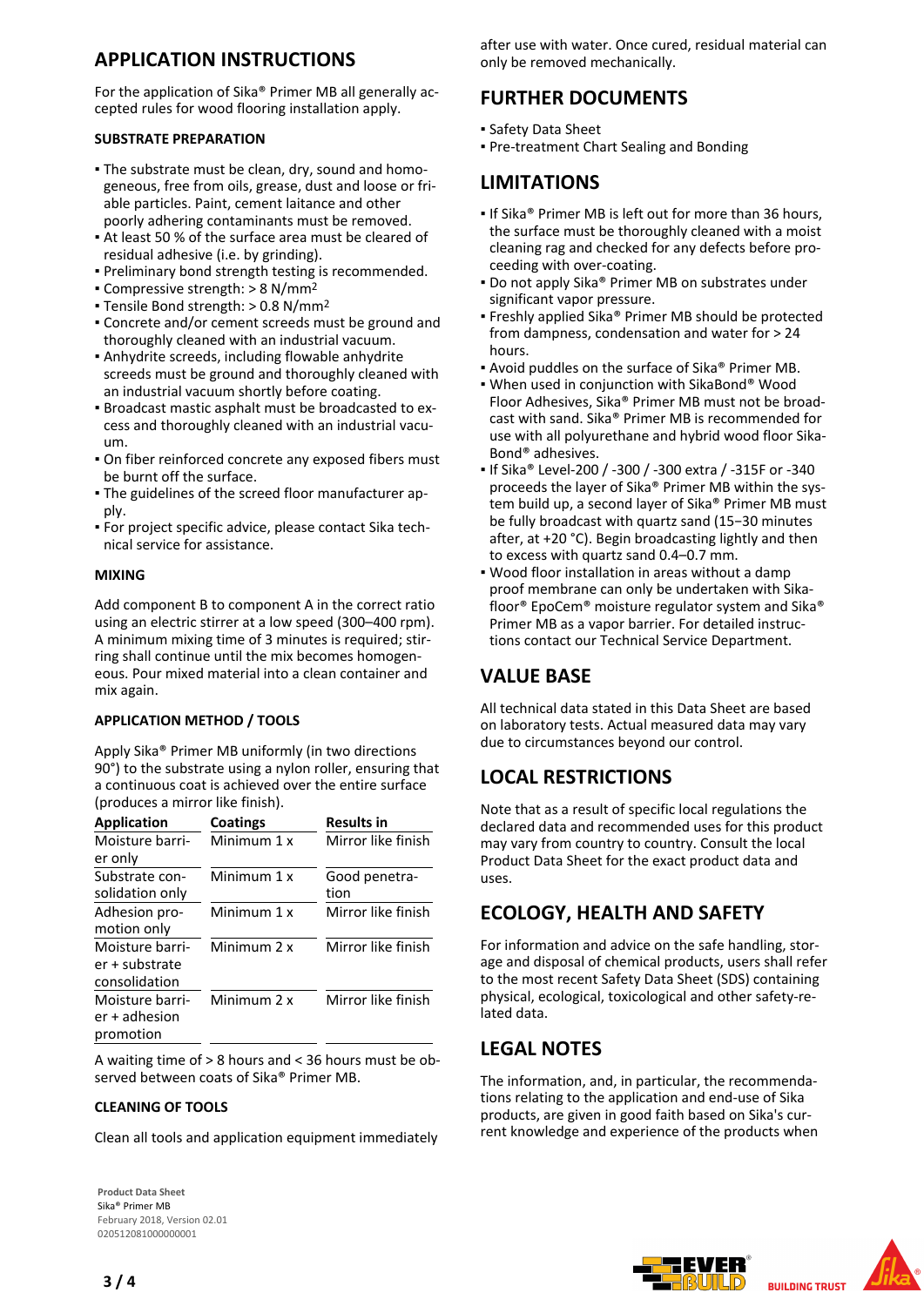## APPLICATION INSTRUCTIONS

For the application of Sika® Primer MB all generally accepted rules for wood flooring installation apply.

### SUBSTRATE PREPARATION

- The substrate must be clean, dry, sound and homogeneous, free from oils, grease, dust and loose or friable particles. Paint, cement laitance and other poorly adhering contaminants must be removed.
- At least 50 % of the surface area must be cleared of residual adhesive (i.e. by grinding).
- Preliminary bond strength testing is recommended.
- Compressive strength: > 8 N/mm²
- Tensile Bond strength: > 0.8 N/mm²
- Concrete and/or cement screeds must be ground and thoroughly cleaned with an industrial vacuum.
- Anhydrite screeds, including flowable anhydrite screeds must be ground and thoroughly cleaned with an industrial vacuum shortly before coating.
- Broadcast mastic asphalt must be broadcasted to excess and thoroughly cleaned with an industrial vacuum.
- On fiber reinforced concrete any exposed fibers must be burnt off the surface.
- The guidelines of the screed floor manufacturer apply.
- For project specific advice, please contact Sika technical service for assistance.

### MIXING

Add component B to component A in the correct ratio using an electric stirrer at a low speed (300–400 rpm). A minimum mixing time of 3 minutes is required; stirring shall continue until the mix becomes homogeneous. Pour mixed material into a clean container and mix again.

### APPLICATION METHOD / TOOLS

Apply Sika® Primer MB uniformly (in two directions 90°) to the substrate using a nylon roller, ensuring that a continuous coat is achieved over the entire surface (produces a mirror like finish).

| Application | Coatings | Results in |
|---|---|---|
| Moisture barrier only | Minimum 1 x | Mirror like finish |
| Substrate consolidation only | Minimum 1 x | Good penetration |
| Adhesion promotion only | Minimum 1 x | Mirror like finish |
| Moisture barrier + substrate consolidation | Minimum 2 x | Mirror like finish |
| Moisture barrier + adhesion promotion | Minimum 2 x | Mirror like finish |

A waiting time of > 8 hours and < 36 hours must be observed between coats of Sika® Primer MB.

### CLEANING OF TOOLS

Clean all tools and application equipment immediately after use with water. Once cured, residual material can only be removed mechanically.

## FURTHER DOCUMENTS

- Safety Data Sheet
- Pre-treatment Chart Sealing and Bonding

## LIMITATIONS

- If Sika® Primer MB is left out for more than 36 hours, the surface must be thoroughly cleaned with a moist cleaning rag and checked for any defects before proceeding with over-coating.
- Do not apply Sika® Primer MB on substrates under significant vapor pressure.
- Freshly applied Sika® Primer MB should be protected from dampness, condensation and water for > 24 hours.
- Avoid puddles on the surface of Sika® Primer MB.
- When used in conjunction with SikaBond® Wood Floor Adhesives, Sika® Primer MB must not be broadcast with sand. Sika® Primer MB is recommended for use with all polyurethane and hybrid wood floor SikaBond® adhesives.
- If Sika® Level-200 / -300 / -300 extra / -315F or -340 proceeds the layer of Sika® Primer MB within the system build up, a second layer of Sika® Primer MB must be fully broadcast with quartz sand (15–30 minutes after, at +20 °C). Begin broadcasting lightly and then to excess with quartz sand 0.4–0.7 mm.
- Wood floor installation in areas without a damp proof membrane can only be undertaken with Sikafloor® EpoCem® moisture regulator system and Sika® Primer MB as a vapor barrier. For detailed instructions contact our Technical Service Department.

## VALUE BASE

All technical data stated in this Data Sheet are based on laboratory tests. Actual measured data may vary due to circumstances beyond our control.

## LOCAL RESTRICTIONS

Note that as a result of specific local regulations the declared data and recommended uses for this product may vary from country to country. Consult the local Product Data Sheet for the exact product data and uses.

## ECOLOGY, HEALTH AND SAFETY

For information and advice on the safe handling, storage and disposal of chemical products, users shall refer to the most recent Safety Data Sheet (SDS) containing physical, ecological, toxicological and other safety-related data.

## LEGAL NOTES

The information, and, in particular, the recommendations relating to the application and end-use of Sika products, are given in good faith based on Sika's current knowledge and experience of the products when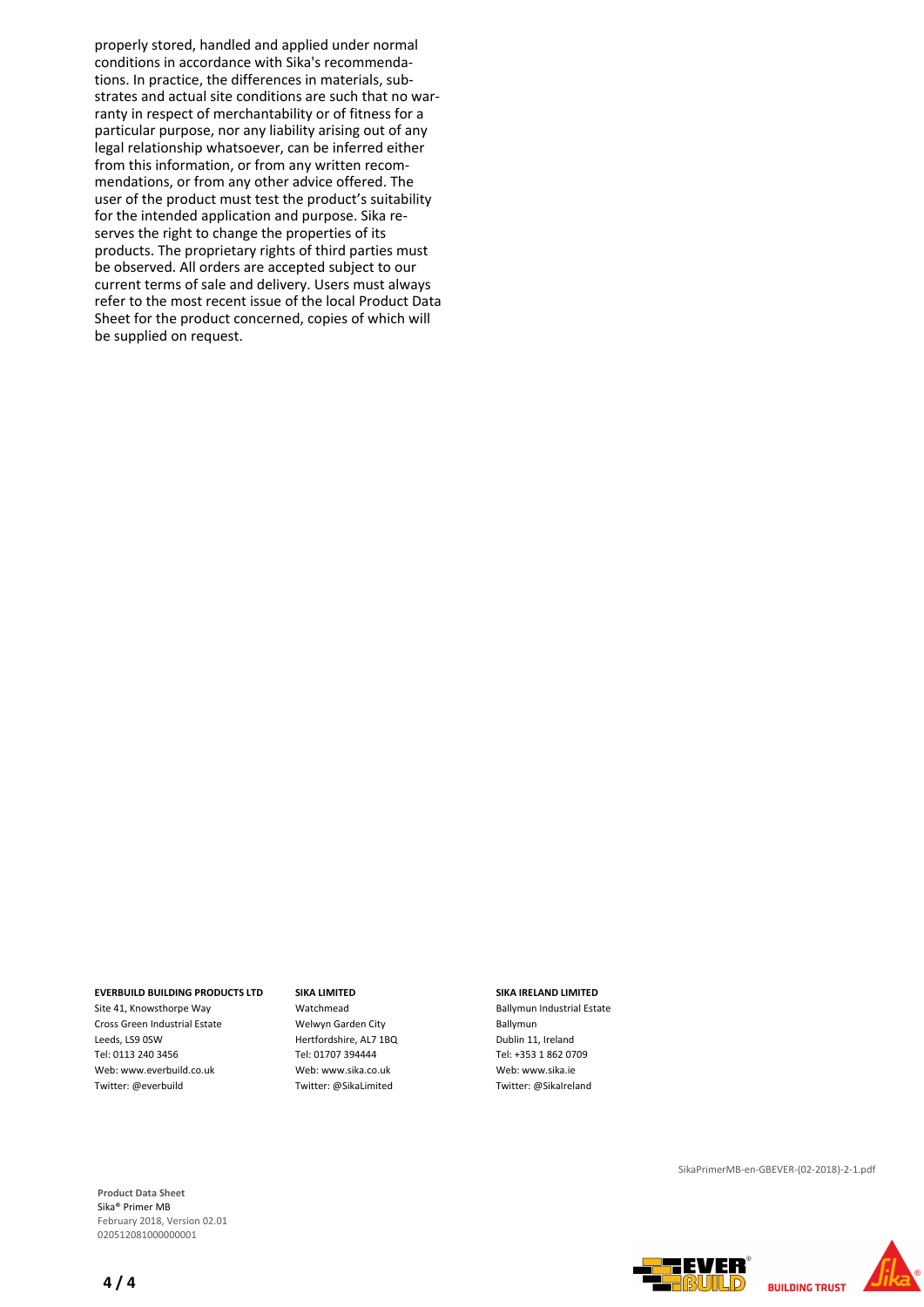properly stored, handled and applied under normal conditions in accordance with Sika's recommendations. In practice, the differences in materials, substrates and actual site conditions are such that no warranty in respect of merchantability or of fitness for a particular purpose, nor any liability arising out of any legal relationship whatsoever, can be inferred either from this information, or from any written recommendations, or from any other advice offered. The user of the product must test the product's suitability for the intended application and purpose. Sika reserves the right to change the properties of its products. The proprietary rights of third parties must be observed. All orders are accepted subject to our current terms of sale and delivery. Users must always refer to the most recent issue of the local Product Data Sheet for the product concerned, copies of which will be supplied on request.

**EVERBUILD BUILDING PRODUCTS LTD**
Site 41, Knowsthorpe Way
Cross Green Industrial Estate
Leeds, LS9 0SW
Tel: 0113 240 3456
Web: www.everbuild.co.uk
Twitter: @everbuild

**SIKA LIMITED**
Watchmead
Welwyn Garden City
Hertfordshire, AL7 1BQ
Tel: 01707 394444
Web: www.sika.co.uk
Twitter: @SikaLimited

**SIKA IRELAND LIMITED**
Ballymun Industrial Estate
Ballymun
Dublin 11, Ireland
Tel: +353 1 862 0709
Web: www.sika.ie
Twitter: @SikaIreland

SikaPrimerMB-en-GBEVER-(02-2018)-2-1.pdf

**Product Data Sheet**
Sika® Primer MB
February 2018, Version 02.01
020512081000000001

BUILDING TRUST